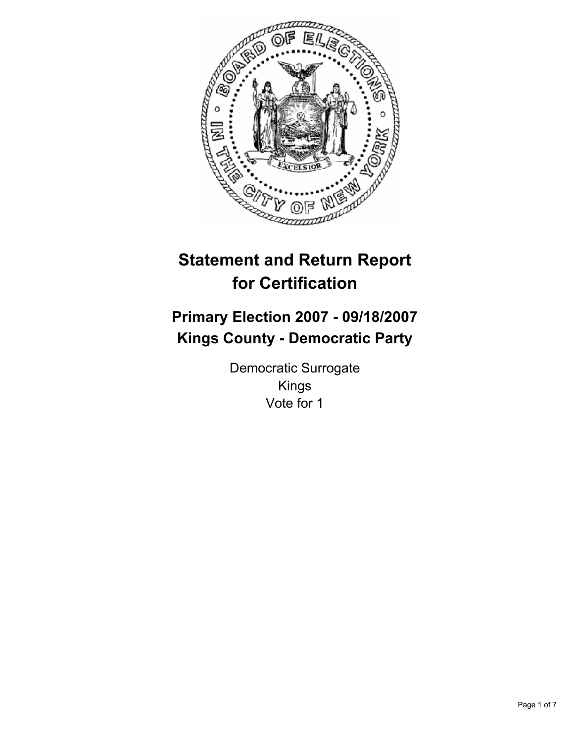# Statement and Return Report for Certification

## Primary Election 2007 - 09/18/2007
## Kings County - Democratic Party

Democratic Surrogate
Kings
Vote for 1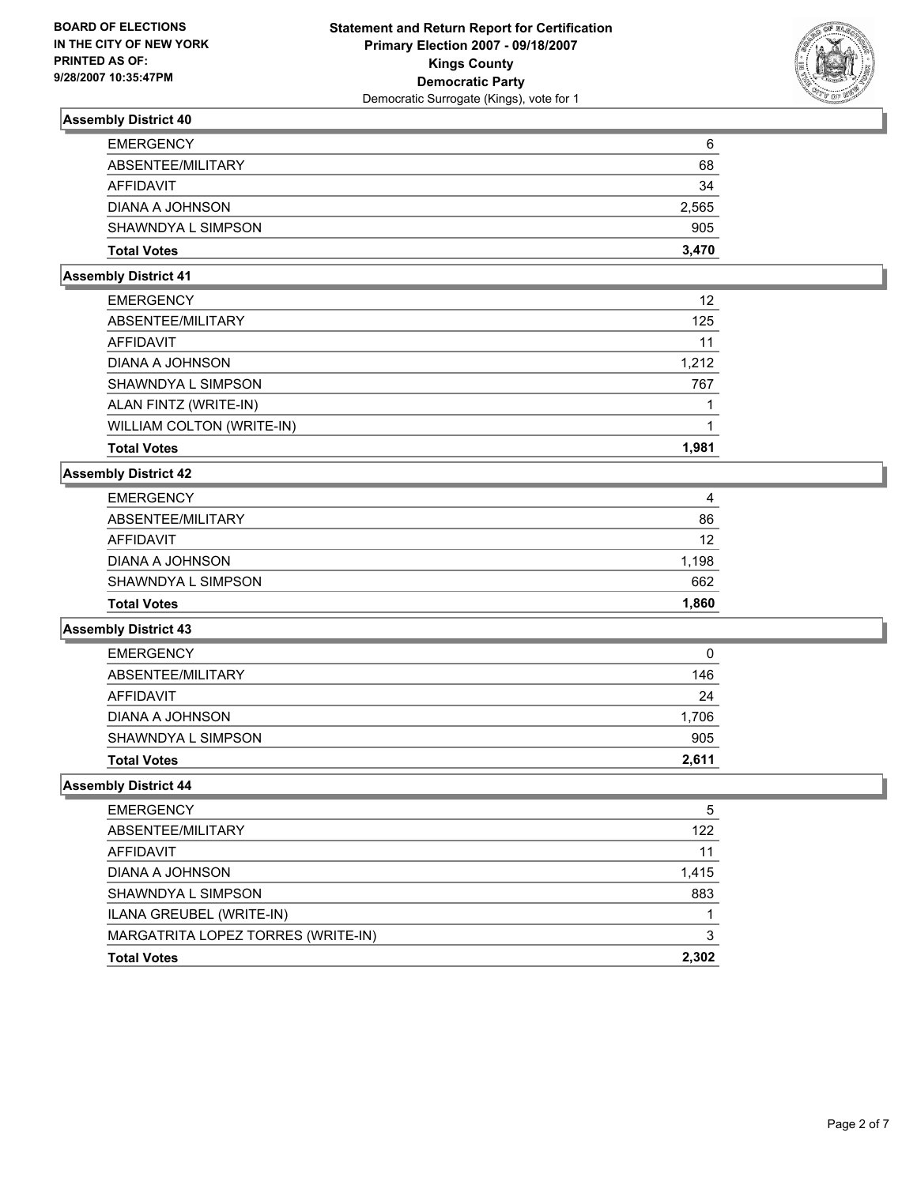**BOARD OF ELECTIONS IN THE CITY OF NEW YORK PRINTED AS OF: 9/28/2007 10:35:47PM**

# Statement and Return Report for Certification
## Primary Election 2007 - 09/18/2007
## Kings County
## Democratic Party
Democratic Surrogate (Kings), vote for 1

### Assembly District 40

| | |
|---|---|
| EMERGENCY | 6 |
| ABSENTEE/MILITARY | 68 |
| AFFIDAVIT | 34 |
| DIANA A JOHNSON | 2,565 |
| SHAWNDYA L SIMPSON | 905 |
| **Total Votes** | **3,470** |

### Assembly District 41

| | |
|---|---|
| EMERGENCY | 12 |
| ABSENTEE/MILITARY | 125 |
| AFFIDAVIT | 11 |
| DIANA A JOHNSON | 1,212 |
| SHAWNDYA L SIMPSON | 767 |
| ALAN FINTZ (WRITE-IN) | 1 |
| WILLIAM COLTON (WRITE-IN) | 1 |
| **Total Votes** | **1,981** |

### Assembly District 42

| | |
|---|---|
| EMERGENCY | 4 |
| ABSENTEE/MILITARY | 86 |
| AFFIDAVIT | 12 |
| DIANA A JOHNSON | 1,198 |
| SHAWNDYA L SIMPSON | 662 |
| **Total Votes** | **1,860** |

### Assembly District 43

| | |
|---|---|
| EMERGENCY | 0 |
| ABSENTEE/MILITARY | 146 |
| AFFIDAVIT | 24 |
| DIANA A JOHNSON | 1,706 |
| SHAWNDYA L SIMPSON | 905 |
| **Total Votes** | **2,611** |

### Assembly District 44

| | |
|---|---|
| EMERGENCY | 5 |
| ABSENTEE/MILITARY | 122 |
| AFFIDAVIT | 11 |
| DIANA A JOHNSON | 1,415 |
| SHAWNDYA L SIMPSON | 883 |
| ILANA GREUBEL (WRITE-IN) | 1 |
| MARGATRITA LOPEZ TORRES (WRITE-IN) | 3 |
| **Total Votes** | **2,302** |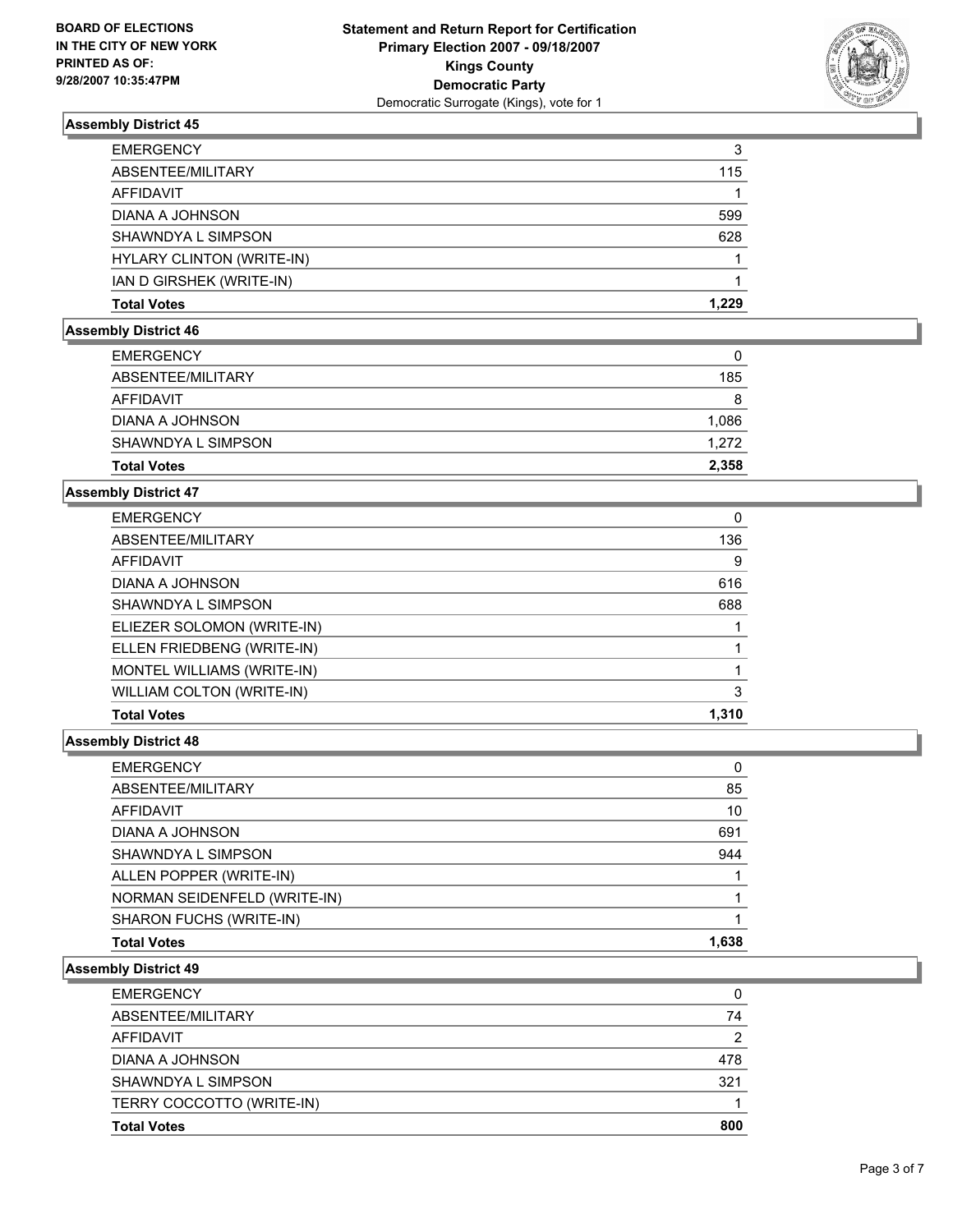**BOARD OF ELECTIONS IN THE CITY OF NEW YORK PRINTED AS OF: 9/28/2007 10:35:47PM**

**Statement and Return Report for Certification**
**Primary Election 2007 - 09/18/2007**
**Kings County**
**Democratic Party**
Democratic Surrogate (Kings), vote for 1

### Assembly District 45

| | |
|---|---|
| EMERGENCY | 3 |
| ABSENTEE/MILITARY | 115 |
| AFFIDAVIT | 1 |
| DIANA A JOHNSON | 599 |
| SHAWNDYA L SIMPSON | 628 |
| HYLARY CLINTON (WRITE-IN) | 1 |
| IAN D GIRSHEK (WRITE-IN) | 1 |
| **Total Votes** | **1,229** |

### Assembly District 46

| | |
|---|---|
| EMERGENCY | 0 |
| ABSENTEE/MILITARY | 185 |
| AFFIDAVIT | 8 |
| DIANA A JOHNSON | 1,086 |
| SHAWNDYA L SIMPSON | 1,272 |
| **Total Votes** | **2,358** |

### Assembly District 47

| | |
|---|---|
| EMERGENCY | 0 |
| ABSENTEE/MILITARY | 136 |
| AFFIDAVIT | 9 |
| DIANA A JOHNSON | 616 |
| SHAWNDYA L SIMPSON | 688 |
| ELIEZER SOLOMON (WRITE-IN) | 1 |
| ELLEN FRIEDBENG (WRITE-IN) | 1 |
| MONTEL WILLIAMS (WRITE-IN) | 1 |
| WILLIAM COLTON (WRITE-IN) | 3 |
| **Total Votes** | **1,310** |

### Assembly District 48

| | |
|---|---|
| EMERGENCY | 0 |
| ABSENTEE/MILITARY | 85 |
| AFFIDAVIT | 10 |
| DIANA A JOHNSON | 691 |
| SHAWNDYA L SIMPSON | 944 |
| ALLEN POPPER (WRITE-IN) | 1 |
| NORMAN SEIDENFELD (WRITE-IN) | 1 |
| SHARON FUCHS (WRITE-IN) | 1 |
| **Total Votes** | **1,638** |

### Assembly District 49

| | |
|---|---|
| EMERGENCY | 0 |
| ABSENTEE/MILITARY | 74 |
| AFFIDAVIT | 2 |
| DIANA A JOHNSON | 478 |
| SHAWNDYA L SIMPSON | 321 |
| TERRY COCCOTTO (WRITE-IN) | 1 |
| **Total Votes** | **800** |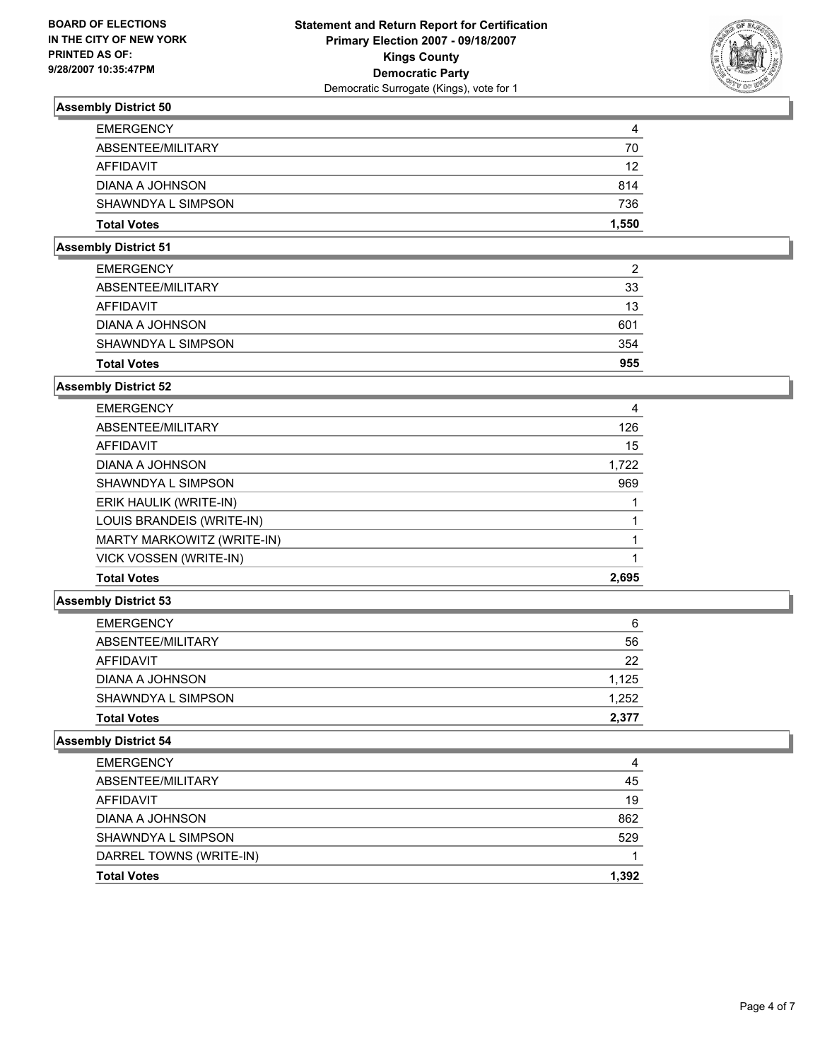**BOARD OF ELECTIONS IN THE CITY OF NEW YORK PRINTED AS OF: 9/28/2007 10:35:47PM**

# Statement and Return Report for Certification
## Primary Election 2007 - 09/18/2007
## Kings County
## Democratic Party
Democratic Surrogate (Kings), vote for 1

### Assembly District 50

| | |
|---|---|
| EMERGENCY | 4 |
| ABSENTEE/MILITARY | 70 |
| AFFIDAVIT | 12 |
| DIANA A JOHNSON | 814 |
| SHAWNDYA L SIMPSON | 736 |
| **Total Votes** | **1,550** |

### Assembly District 51

| | |
|---|---|
| EMERGENCY | 2 |
| ABSENTEE/MILITARY | 33 |
| AFFIDAVIT | 13 |
| DIANA A JOHNSON | 601 |
| SHAWNDYA L SIMPSON | 354 |
| **Total Votes** | **955** |

### Assembly District 52

| | |
|---|---|
| EMERGENCY | 4 |
| ABSENTEE/MILITARY | 126 |
| AFFIDAVIT | 15 |
| DIANA A JOHNSON | 1,722 |
| SHAWNDYA L SIMPSON | 969 |
| ERIK HAULIK (WRITE-IN) | 1 |
| LOUIS BRANDEIS (WRITE-IN) | 1 |
| MARTY MARKOWITZ (WRITE-IN) | 1 |
| VICK VOSSEN (WRITE-IN) | 1 |
| **Total Votes** | **2,695** |

### Assembly District 53

| | |
|---|---|
| EMERGENCY | 6 |
| ABSENTEE/MILITARY | 56 |
| AFFIDAVIT | 22 |
| DIANA A JOHNSON | 1,125 |
| SHAWNDYA L SIMPSON | 1,252 |
| **Total Votes** | **2,377** |

### Assembly District 54

| | |
|---|---|
| EMERGENCY | 4 |
| ABSENTEE/MILITARY | 45 |
| AFFIDAVIT | 19 |
| DIANA A JOHNSON | 862 |
| SHAWNDYA L SIMPSON | 529 |
| DARREL TOWNS (WRITE-IN) | 1 |
| **Total Votes** | **1,392** |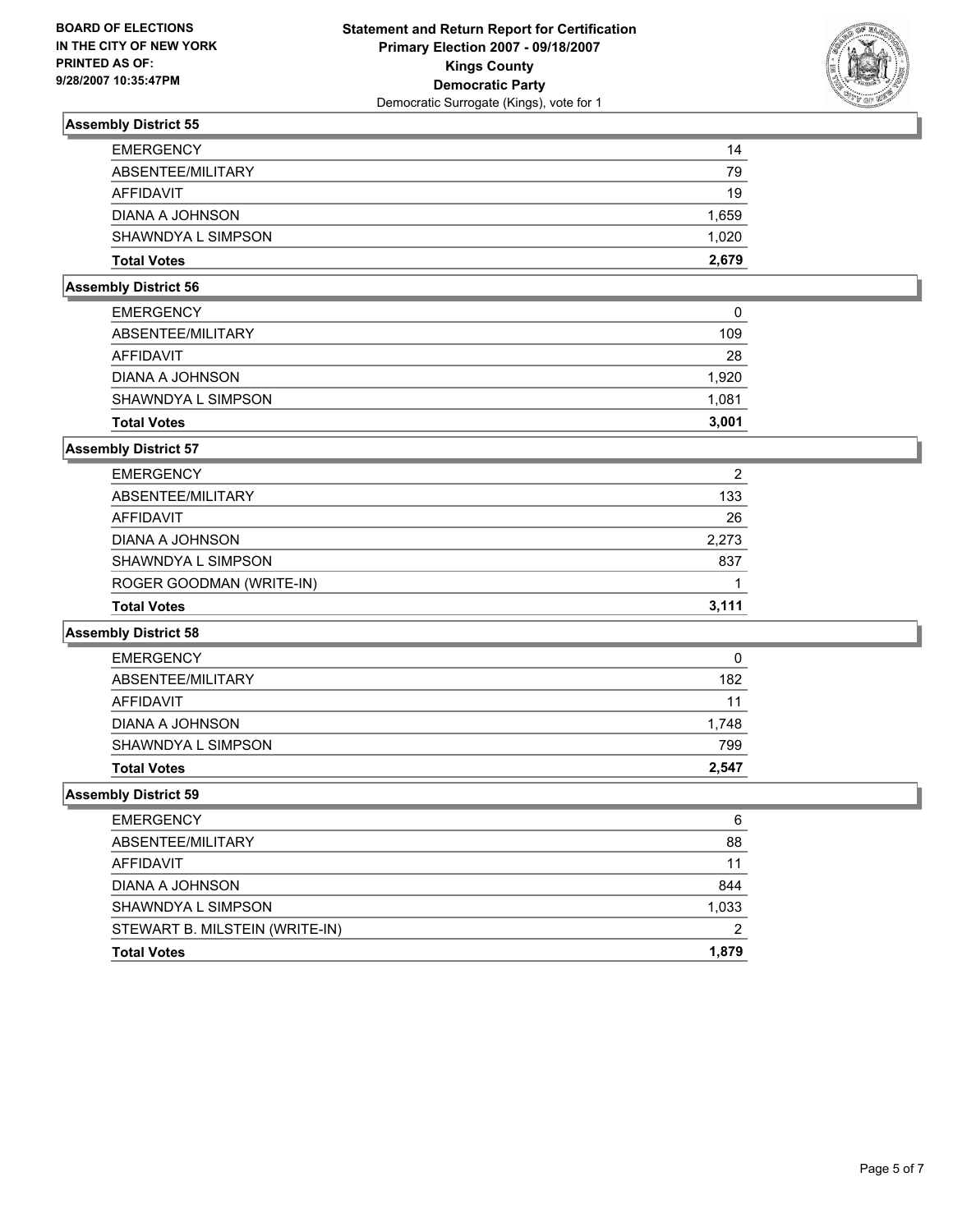**BOARD OF ELECTIONS IN THE CITY OF NEW YORK PRINTED AS OF: 9/28/2007 10:35:47PM**

**Statement and Return Report for Certification Primary Election 2007 - 09/18/2007 Kings County Democratic Party**

Democratic Surrogate (Kings), vote for 1

### Assembly District 55

| | |
|---|---|
| EMERGENCY | 14 |
| ABSENTEE/MILITARY | 79 |
| AFFIDAVIT | 19 |
| DIANA A JOHNSON | 1,659 |
| SHAWNDYA L SIMPSON | 1,020 |
| **Total Votes** | **2,679** |

### Assembly District 56

| | |
|---|---|
| EMERGENCY | 0 |
| ABSENTEE/MILITARY | 109 |
| AFFIDAVIT | 28 |
| DIANA A JOHNSON | 1,920 |
| SHAWNDYA L SIMPSON | 1,081 |
| **Total Votes** | **3,001** |

### Assembly District 57

| | |
|---|---|
| EMERGENCY | 2 |
| ABSENTEE/MILITARY | 133 |
| AFFIDAVIT | 26 |
| DIANA A JOHNSON | 2,273 |
| SHAWNDYA L SIMPSON | 837 |
| ROGER GOODMAN (WRITE-IN) | 1 |
| **Total Votes** | **3,111** |

### Assembly District 58

| | |
|---|---|
| EMERGENCY | 0 |
| ABSENTEE/MILITARY | 182 |
| AFFIDAVIT | 11 |
| DIANA A JOHNSON | 1,748 |
| SHAWNDYA L SIMPSON | 799 |
| **Total Votes** | **2,547** |

### Assembly District 59

| | |
|---|---|
| EMERGENCY | 6 |
| ABSENTEE/MILITARY | 88 |
| AFFIDAVIT | 11 |
| DIANA A JOHNSON | 844 |
| SHAWNDYA L SIMPSON | 1,033 |
| STEWART B. MILSTEIN (WRITE-IN) | 2 |
| **Total Votes** | **1,879** |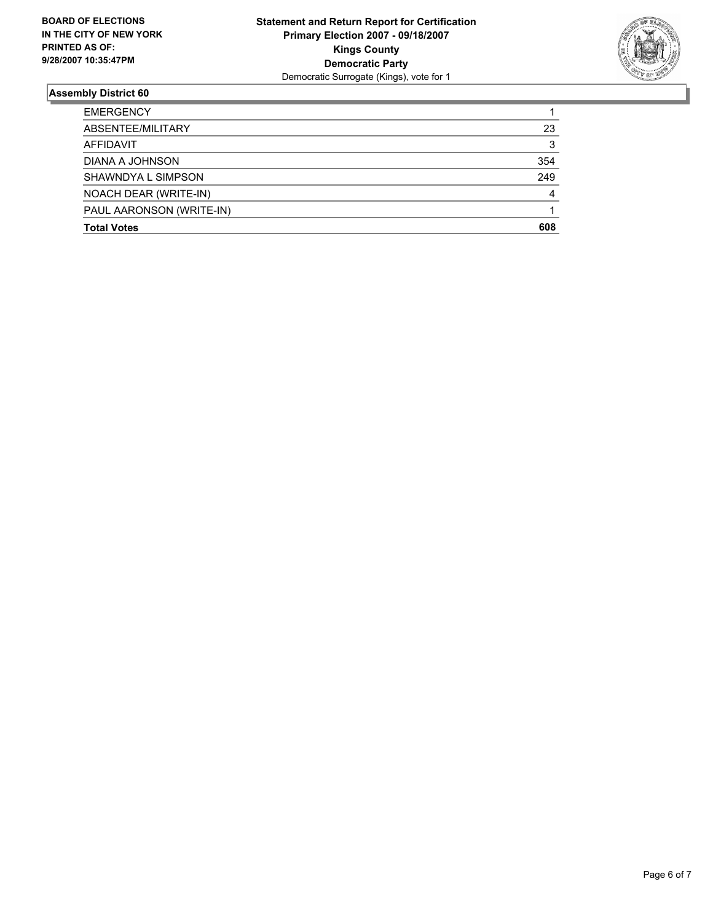**BOARD OF ELECTIONS IN THE CITY OF NEW YORK PRINTED AS OF: 9/28/2007 10:35:47PM**

**Statement and Return Report for Certification**
**Primary Election 2007 - 09/18/2007**
**Kings County**
**Democratic Party**
Democratic Surrogate (Kings), vote for 1

## Assembly District 60

| | |
|---|---|
| EMERGENCY | 1 |
| ABSENTEE/MILITARY | 23 |
| AFFIDAVIT | 3 |
| DIANA A JOHNSON | 354 |
| SHAWNDYA L SIMPSON | 249 |
| NOACH DEAR (WRITE-IN) | 4 |
| PAUL AARONSON (WRITE-IN) | 1 |
| **Total Votes** | **608** |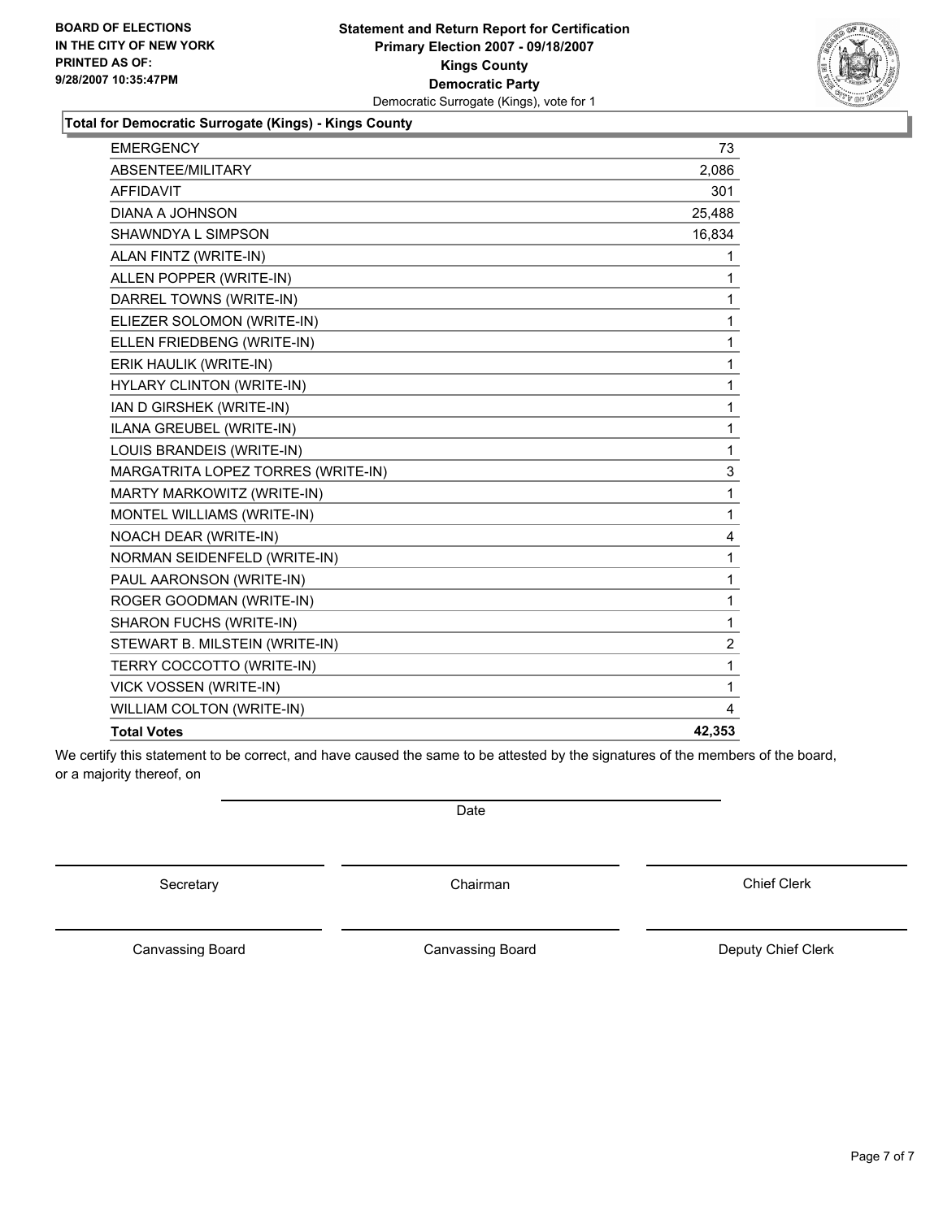**BOARD OF ELECTIONS IN THE CITY OF NEW YORK PRINTED AS OF: 9/28/2007 10:35:47PM**

**Statement and Return Report for Certification**
**Primary Election 2007 - 09/18/2007**
**Kings County**
**Democratic Party**
Democratic Surrogate (Kings), vote for 1

## Total for Democratic Surrogate (Kings) - Kings County

| | |
|---|---|
| EMERGENCY | 73 |
| ABSENTEE/MILITARY | 2,086 |
| AFFIDAVIT | 301 |
| DIANA A JOHNSON | 25,488 |
| SHAWNDYA L SIMPSON | 16,834 |
| ALAN FINTZ (WRITE-IN) | 1 |
| ALLEN POPPER (WRITE-IN) | 1 |
| DARREL TOWNS (WRITE-IN) | 1 |
| ELIEZER SOLOMON (WRITE-IN) | 1 |
| ELLEN FRIEDBENG (WRITE-IN) | 1 |
| ERIK HAULIK (WRITE-IN) | 1 |
| HYLARY CLINTON (WRITE-IN) | 1 |
| IAN D GIRSHEK (WRITE-IN) | 1 |
| ILANA GREUBEL (WRITE-IN) | 1 |
| LOUIS BRANDEIS (WRITE-IN) | 1 |
| MARGATRITA LOPEZ TORRES (WRITE-IN) | 3 |
| MARTY MARKOWITZ (WRITE-IN) | 1 |
| MONTEL WILLIAMS (WRITE-IN) | 1 |
| NOACH DEAR (WRITE-IN) | 4 |
| NORMAN SEIDENFELD (WRITE-IN) | 1 |
| PAUL AARONSON (WRITE-IN) | 1 |
| ROGER GOODMAN (WRITE-IN) | 1 |
| SHARON FUCHS (WRITE-IN) | 1 |
| STEWART B. MILSTEIN (WRITE-IN) | 2 |
| TERRY COCCOTTO (WRITE-IN) | 1 |
| VICK VOSSEN (WRITE-IN) | 1 |
| WILLIAM COLTON (WRITE-IN) | 4 |
| **Total Votes** | **42,353** |

We certify this statement to be correct, and have caused the same to be attested by the signatures of the members of the board, or a majority thereof, on

Date

Secretary | Chairman | Chief Clerk

Canvassing Board | Canvassing Board | Deputy Chief Clerk